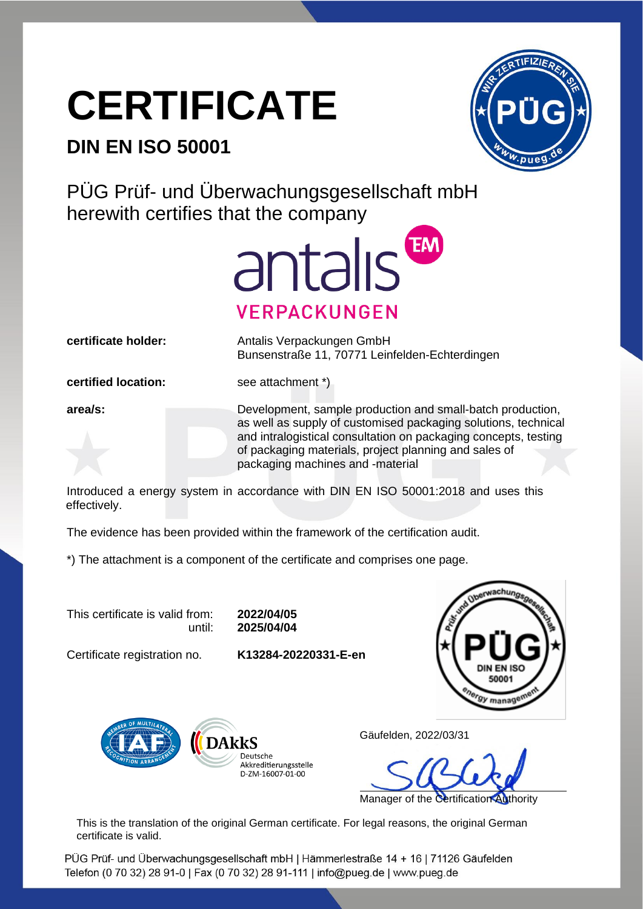# CERTIFICATE

## DIN EN ISO 50001

PÜG Prüf- und Überwachungsgesellschaft mbH
herewith certifies that the company

antalis
VERPACKUNGEN

**certificate holder:** Antalis Verpackungen GmbH
Bunsenstraße 11, 70771 Leinfelden-Echterdingen

**certified location:** see attachment *)

**area/s:** Development, sample production and small-batch production, as well as supply of customised packaging solutions, technical and intralogistical consultation on packaging concepts, testing of packaging materials, project planning and sales of packaging machines and -material

Introduced a energy system in accordance with DIN EN ISO 50001:2018 and uses this effectively.

The evidence has been provided within the framework of the certification audit.

*) The attachment is a component of the certificate and comprises one page.

This certificate is valid from: **2022/04/05**
until: **2025/04/04**

Certificate registration no. **K13284-20220331-E-en**

DAkkS Deutsche Akkreditierungsstelle D-ZM-16007-01-00

Gäufelden, 2022/03/31

Manager of the Certification Authority

This is the translation of the original German certificate. For legal reasons, the original German certificate is valid.

PÜG Prüf- und Überwachungsgesellschaft mbH | Hämmerlestraße 14 + 16 | 71126 Gäufelden
Telefon (0 70 32) 28 91-0 | Fax (0 70 32) 28 91-111 | info@pueg.de | www.pueg.de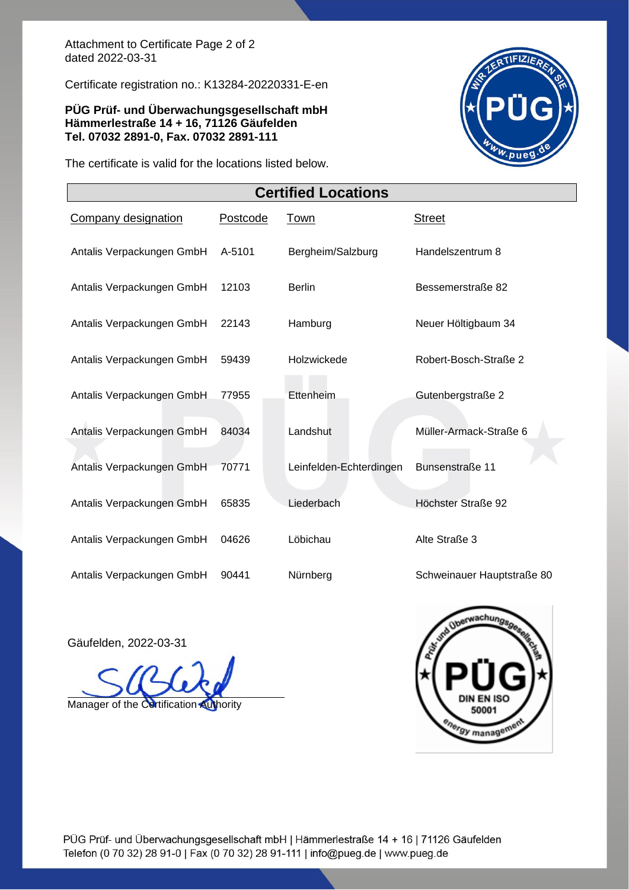Attachment to Certificate Page 2 of 2
dated 2022-03-31

Certificate registration no.: K13284-20220331-E-en

**PÜG Prüf- und Überwachungsgesellschaft mbH**
**Hämmerlestraße 14 + 16, 71126 Gäufelden**
**Tel. 07032 2891-0, Fax. 07032 2891-111**

The certificate is valid for the locations listed below.

## Certified Locations

| Company designation | Postcode | Town | Street |
|---|---|---|---|
| Antalis Verpackungen GmbH | A-5101 | Bergheim/Salzburg | Handelszentrum 8 |
| Antalis Verpackungen GmbH | 12103 | Berlin | Bessemerstraße 82 |
| Antalis Verpackungen GmbH | 22143 | Hamburg | Neuer Höltigbaum 34 |
| Antalis Verpackungen GmbH | 59439 | Holzwickede | Robert-Bosch-Straße 2 |
| Antalis Verpackungen GmbH | 77955 | Ettenheim | Gutenbergstraße 2 |
| Antalis Verpackungen GmbH | 84034 | Landshut | Müller-Armack-Straße 6 |
| Antalis Verpackungen GmbH | 70771 | Leinfelden-Echterdingen | Bunsenstraße 11 |
| Antalis Verpackungen GmbH | 65835 | Liederbach | Höchster Straße 92 |
| Antalis Verpackungen GmbH | 04626 | Löbichau | Alte Straße 3 |
| Antalis Verpackungen GmbH | 90441 | Nürnberg | Schweinauer Hauptstraße 80 |

Gäufelden, 2022-03-31

Manager of the Certification Authority

PÜG Prüf- und Überwachungsgesellschaft DIN EN ISO 50001 energy management

PÜG Prüf- und Überwachungsgesellschaft mbH | Hämmerlestraße 14 + 16 | 71126 Gäufelden
Telefon (0 70 32) 28 91-0 | Fax (0 70 32) 28 91-111 | info@pueg.de | www.pueg.de